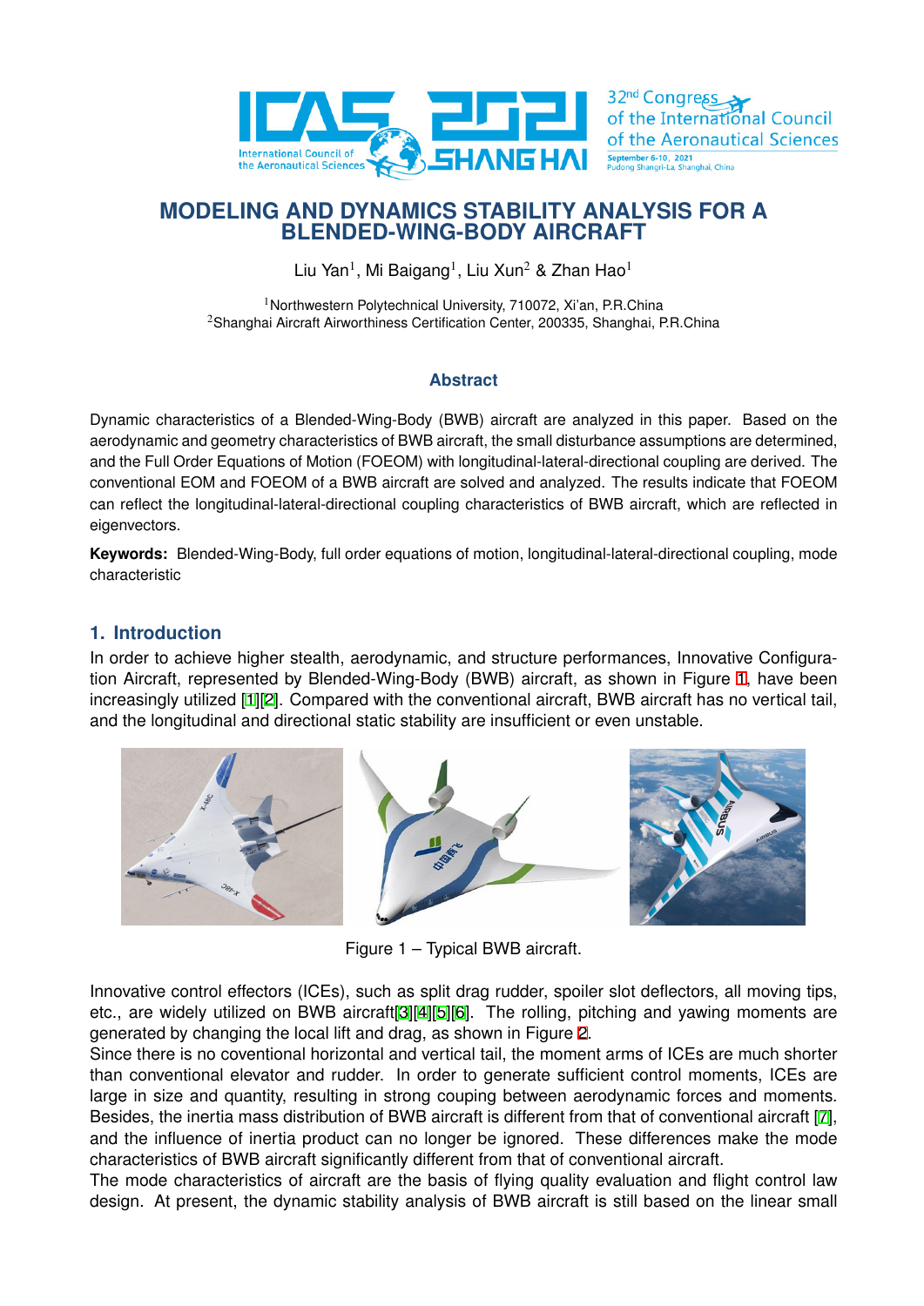# MODELING AND DYNAMICS STABILITY ANALYSIS FOR A BLENDED-WING-BODY AIRCRAFT

Liu Yan[1], Mi Baigang[1], Liu Xun[2] & Zhan Hao[1]

[1]Northwestern Polytechnical University, 710072, Xi'an, P.R.China
[2]Shanghai Aircraft Airworthiness Certification Center, 200335, Shanghai, P.R.China

## Abstract

Dynamic characteristics of a Blended-Wing-Body (BWB) aircraft are analyzed in this paper. Based on the aerodynamic and geometry characteristics of BWB aircraft, the small disturbance assumptions are determined, and the Full Order Equations of Motion (FOEOM) with longitudinal-lateral-directional coupling are derived. The conventional EOM and FOEOM of a BWB aircraft are solved and analyzed. The results indicate that FOEOM can reflect the longitudinal-lateral-directional coupling characteristics of BWB aircraft, which are reflected in eigenvectors.

**Keywords:** Blended-Wing-Body, full order equations of motion, longitudinal-lateral-directional coupling, mode characteristic

## 1. Introduction

In order to achieve higher stealth, aerodynamic, and structure performances, Innovative Configuration Aircraft, represented by Blended-Wing-Body (BWB) aircraft, as shown in Figure 1, have been increasingly utilized [1][2]. Compared with the conventional aircraft, BWB aircraft has no vertical tail, and the longitudinal and directional static stability are insufficient or even unstable.

Figure 1 – Typical BWB aircraft.

Innovative control effectors (ICEs), such as split drag rudder, spoiler slot deflectors, all moving tips, etc., are widely utilized on BWB aircraft[3][4][5][6]. The rolling, pitching and yawing moments are generated by changing the local lift and drag, as shown in Figure 2.
Since there is no coventional horizontal and vertical tail, the moment arms of ICEs are much shorter than conventional elevator and rudder. In order to generate sufficient control moments, ICEs are large in size and quantity, resulting in strong couping between aerodynamic forces and moments. Besides, the inertia mass distribution of BWB aircraft is different from that of conventional aircraft [7], and the influence of inertia product can no longer be ignored. These differences make the mode characteristics of BWB aircraft significantly different from that of conventional aircraft.
The mode characteristics of aircraft are the basis of flying quality evaluation and flight control law design. At present, the dynamic stability analysis of BWB aircraft is still based on the linear small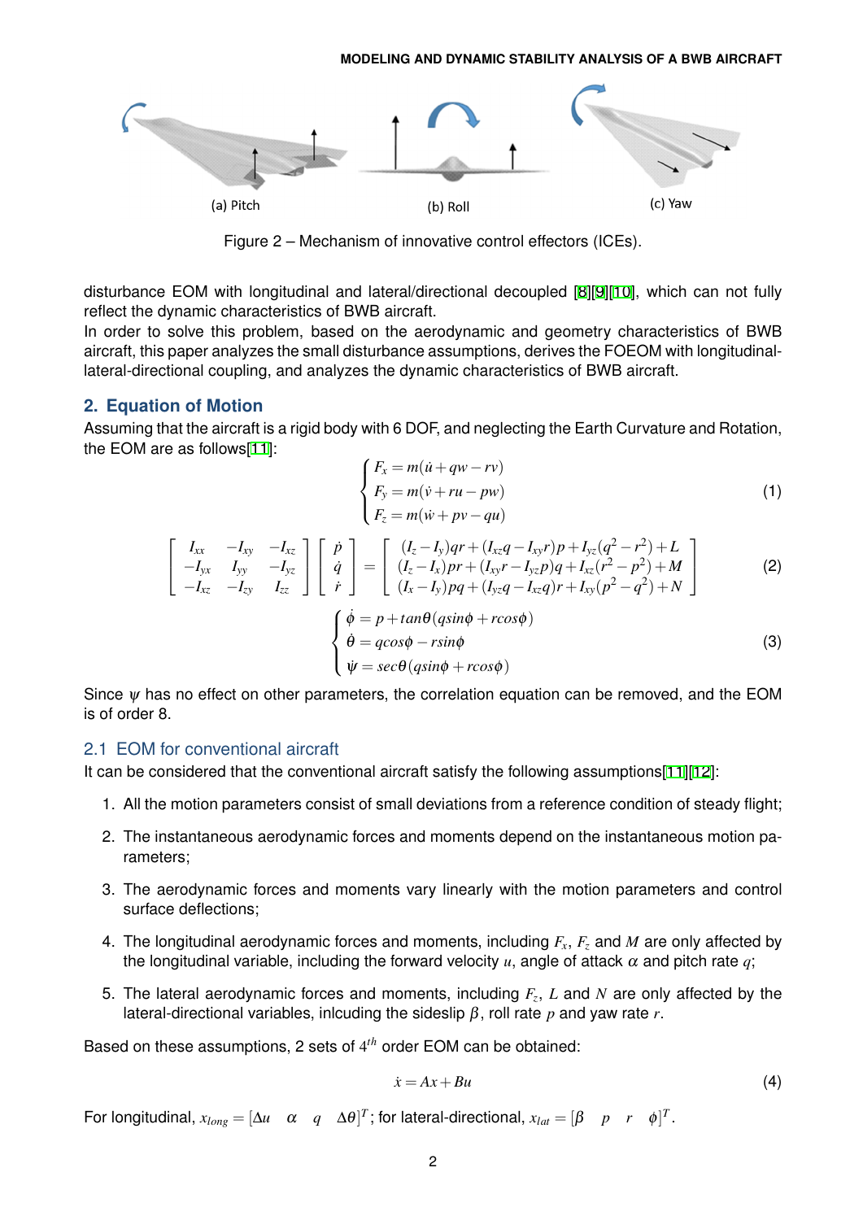(a) Pitch (b) Roll (c) Yaw

Figure 2 – Mechanism of innovative control effectors (ICEs).

disturbance EOM with longitudinal and lateral/directional decoupled [8][9][10], which can not fully reflect the dynamic characteristics of BWB aircraft.

In order to solve this problem, based on the aerodynamic and geometry characteristics of BWB aircraft, this paper analyzes the small disturbance assumptions, derives the FOEOM with longitudinal-lateral-directional coupling, and analyzes the dynamic characteristics of BWB aircraft.

## 2. Equation of Motion

Assuming that the aircraft is a rigid body with 6 DOF, and neglecting the Earth Curvature and Rotation, the EOM are as follows[11]:

$$\begin{cases} F_x = m(\dot{u} + qw - rv) \\ F_y = m(\dot{v} + ru - pw) \\ F_z = m(\dot{w} + pv - qu) \end{cases} \tag{1}$$

$$\begin{bmatrix} I_{xx} & -I_{xy} & -I_{xz} \\ -I_{yx} & I_{yy} & -I_{yz} \\ -I_{xz} & -I_{zy} & I_{zz} \end{bmatrix} \begin{bmatrix} \dot{p} \\ \dot{q} \\ \dot{r} \end{bmatrix} = \begin{bmatrix} (I_z - I_y)qr + (I_{xz}q - I_{xy}r)p + I_{yz}(q^2 - r^2) + L \\ (I_z - I_x)pr + (I_{xy}r - I_{yz}p)q + I_{xz}(r^2 - p^2) + M \\ (I_x - I_y)pq + (I_{yz}q - I_{xz}q)r + I_{xy}(p^2 - q^2) + N \end{bmatrix} \tag{2}$$

$$\begin{cases} \dot{\phi} = p + tan\theta(qsin\phi + rcos\phi) \\ \dot{\theta} = qcos\phi - rsin\phi \\ \dot{\psi} = sec\theta(qsin\phi + rcos\phi) \end{cases} \tag{3}$$

Since $\psi$ has no effect on other parameters, the correlation equation can be removed, and the EOM is of order 8.

### 2.1 EOM for conventional aircraft

It can be considered that the conventional aircraft satisfy the following assumptions[11][12]:

1. All the motion parameters consist of small deviations from a reference condition of steady flight;
2. The instantaneous aerodynamic forces and moments depend on the instantaneous motion parameters;
3. The aerodynamic forces and moments vary linearly with the motion parameters and control surface deflections;
4. The longitudinal aerodynamic forces and moments, including $F_x$, $F_z$ and $M$ are only affected by the longitudinal variable, including the forward velocity $u$, angle of attack $\alpha$ and pitch rate $q$;
5. The lateral aerodynamic forces and moments, including $F_z$, $L$ and $N$ are only affected by the lateral-directional variables, inlcuding the sideslip $\beta$, roll rate $p$ and yaw rate $r$.

Based on these assumptions, 2 sets of $4^{th}$ order EOM can be obtained:

$$\dot{x} = Ax + Bu \tag{4}$$

For longitudinal, $x_{long} = [\Delta u \quad \alpha \quad q \quad \Delta\theta]^T$; for lateral-directional, $x_{lat} = [\beta \quad p \quad r \quad \phi]^T$.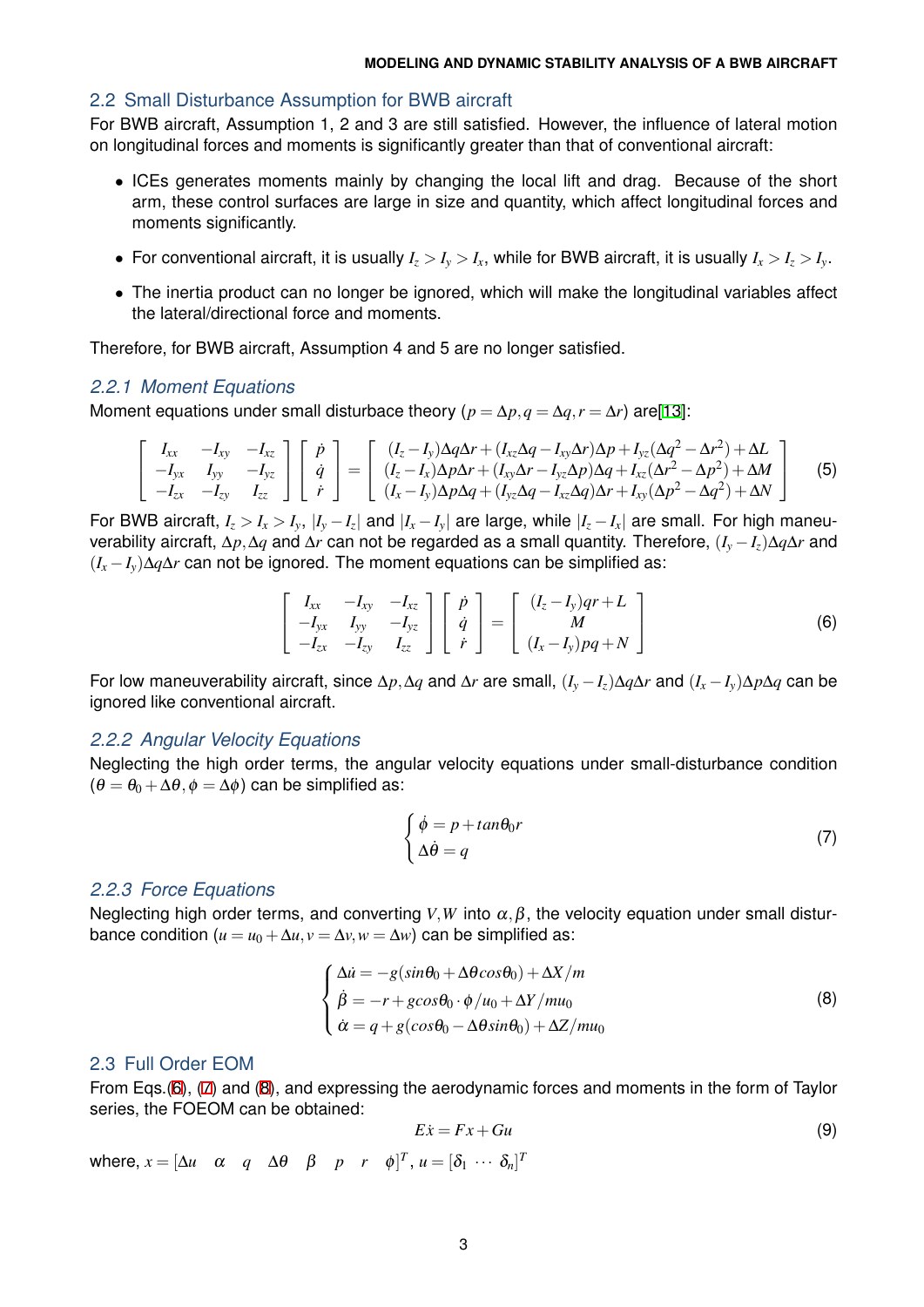## 2.2 Small Disturbance Assumption for BWB aircraft

For BWB aircraft, Assumption 1, 2 and 3 are still satisfied. However, the influence of lateral motion on longitudinal forces and moments is significantly greater than that of conventional aircraft:

- ICEs generates moments mainly by changing the local lift and drag. Because of the short arm, these control surfaces are large in size and quantity, which affect longitudinal forces and moments significantly.
- For conventional aircraft, it is usually $I_z > I_y > I_x$, while for BWB aircraft, it is usually $I_x > I_z > I_y$.
- The inertia product can no longer be ignored, which will make the longitudinal variables affect the lateral/directional force and moments.

Therefore, for BWB aircraft, Assumption 4 and 5 are no longer satisfied.

### 2.2.1 Moment Equations

Moment equations under small disturbace theory ($p = \Delta p, q = \Delta q, r = \Delta r$) are[13]:

$$\begin{bmatrix} I_{xx} & -I_{xy} & -I_{xz} \\ -I_{yx} & I_{yy} & -I_{yz} \\ -I_{zx} & -I_{zy} & I_{zz} \end{bmatrix} \begin{bmatrix} \dot{p} \\ \dot{q} \\ \dot{r} \end{bmatrix} = \begin{bmatrix} (I_z - I_y)\Delta q\Delta r + (I_{xz}\Delta q - I_{xy}\Delta r)\Delta p + I_{yz}(\Delta q^2 - \Delta r^2) + \Delta L \\ (I_z - I_x)\Delta p\Delta r + (I_{xy}\Delta r - I_{yz}\Delta p)\Delta q + I_{xz}(\Delta r^2 - \Delta p^2) + \Delta M \\ (I_x - I_y)\Delta p\Delta q + (I_{yz}\Delta q - I_{xz}\Delta q)\Delta r + I_{xy}(\Delta p^2 - \Delta q^2) + \Delta N \end{bmatrix} \tag{5}$$

For BWB aircraft, $I_z > I_x > I_y$, $|I_y - I_z|$ and $|I_x - I_y|$ are large, while $|I_z - I_x|$ are small. For high maneuverability aircraft, $\Delta p, \Delta q$ and $\Delta r$ can not be regarded as a small quantity. Therefore, $(I_y - I_z)\Delta q\Delta r$ and $(I_x - I_y)\Delta q\Delta r$ can not be ignored. The moment equations can be simplified as:

$$\begin{bmatrix} I_{xx} & -I_{xy} & -I_{xz} \\ -I_{yx} & I_{yy} & -I_{yz} \\ -I_{zx} & -I_{zy} & I_{zz} \end{bmatrix} \begin{bmatrix} \dot{p} \\ \dot{q} \\ \dot{r} \end{bmatrix} = \begin{bmatrix} (I_z - I_y)qr + L \\ M \\ (I_x - I_y)pq + N \end{bmatrix} \tag{6}$$

For low maneuverability aircraft, since $\Delta p, \Delta q$ and $\Delta r$ are small, $(I_y - I_z)\Delta q\Delta r$ and $(I_x - I_y)\Delta p\Delta q$ can be ignored like conventional aircraft.

### 2.2.2 Angular Velocity Equations

Neglecting the high order terms, the angular velocity equations under small-disturbance condition ($\theta = \theta_0 + \Delta\theta, \phi = \Delta\phi$) can be simplified as:

$$\begin{cases} \dot{\phi} = p + tan\theta_0 r \\ \Delta\dot{\theta} = q \end{cases} \tag{7}$$

### 2.2.3 Force Equations

Neglecting high order terms, and converting $V, W$ into $\alpha, \beta$, the velocity equation under small disturbance condition ($u = u_0 + \Delta u, v = \Delta v, w = \Delta w$) can be simplified as:

$$\begin{cases} \Delta\dot{u} = -g(sin\theta_0 + \Delta\theta cos\theta_0) + \Delta X/m \\ \dot{\beta} = -r + gcos\theta_0 \cdot \phi/u_0 + \Delta Y/mu_0 \\ \dot{\alpha} = q + g(cos\theta_0 - \Delta\theta sin\theta_0) + \Delta Z/mu_0 \end{cases} \tag{8}$$

## 2.3 Full Order EOM

From Eqs.(6), (7) and (8), and expressing the aerodynamic forces and moments in the form of Taylor series, the FOEOM can be obtained:

$$E\dot{x} = Fx + Gu \tag{9}$$

where, $x = [\Delta u \quad \alpha \quad q \quad \Delta\theta \quad \beta \quad p \quad r \quad \phi]^T$, $u = [\delta_1 \ \cdots \ \delta_n]^T$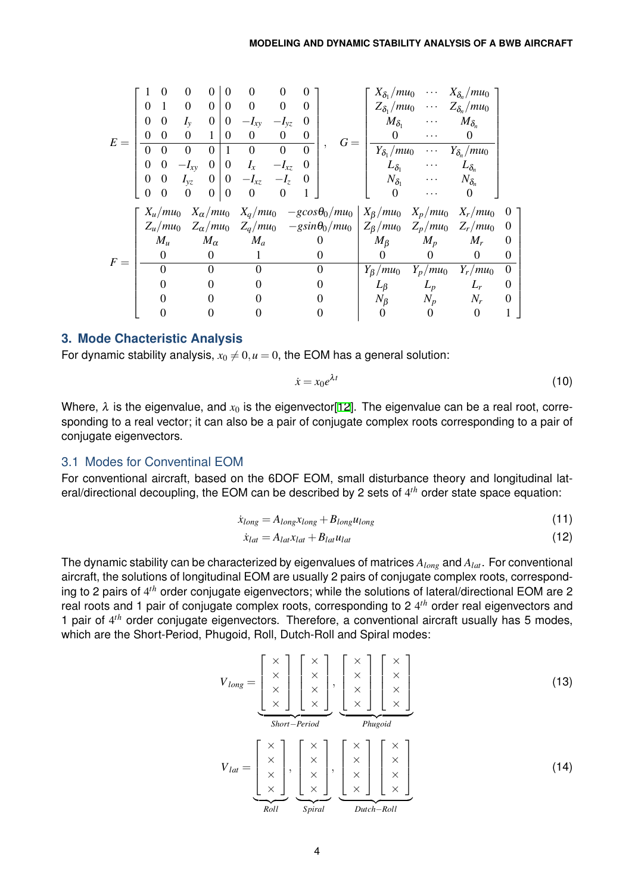$$E = \left[\begin{array}{cccc|cccc} 1 & 0 & 0 & 0 & 0 & 0 & 0 & 0 \\ 0 & 1 & 0 & 0 & 0 & 0 & 0 & 0 \\ 0 & 0 & I_y & 0 & 0 & -I_{xy} & -I_{yz} & 0 \\ 0 & 0 & 0 & 1 & 0 & 0 & 0 & 0 \\ \hline 0 & 0 & 0 & 0 & 1 & 0 & 0 & 0 \\ 0 & 0 & -I_{xy} & 0 & 0 & I_x & -I_{xz} & 0 \\ 0 & 0 & I_{yz} & 0 & 0 & -I_{xz} & -I_z & 0 \\ 0 & 0 & 0 & 0 & 0 & 0 & 0 & 1 \end{array}\right], \quad G = \left[\begin{array}{ccc} X_{\delta_1}/mu_0 & \cdots & X_{\delta_n}/mu_0 \\ Z_{\delta_1}/mu_0 & \cdots & Z_{\delta_n}/mu_0 \\ M_{\delta_1} & \cdots & M_{\delta_n} \\ 0 & \cdots & 0 \\ \hline Y_{\delta_1}/mu_0 & \cdots & Y_{\delta_n}/mu_0 \\ L_{\delta_1} & \cdots & L_{\delta_n} \\ N_{\delta_1} & \cdots & N_{\delta_n} \\ 0 & \cdots & 0 \end{array}\right]$$

$$F = \left[\begin{array}{cccc|cccc} X_u/mu_0 & X_\alpha/mu_0 & X_q/mu_0 & -g\cos\theta_0/mu_0 & X_\beta/mu_0 & X_p/mu_0 & X_r/mu_0 & 0 \\ Z_u/mu_0 & Z_\alpha/mu_0 & Z_q/mu_0 & -g\sin\theta_0/mu_0 & Z_\beta/mu_0 & Z_p/mu_0 & Z_r/mu_0 & 0 \\ M_u & M_\alpha & M_a & 0 & M_\beta & M_p & M_r & 0 \\ 0 & 0 & 1 & 0 & 0 & 0 & 0 & 0 \\ \hline 0 & 0 & 0 & 0 & Y_\beta/mu_0 & Y_p/mu_0 & Y_r/mu_0 & 0 \\ 0 & 0 & 0 & 0 & L_\beta & L_p & L_r & 0 \\ 0 & 0 & 0 & 0 & N_\beta & N_p & N_r & 0 \\ 0 & 0 & 0 & 0 & 0 & 0 & 0 & 1 \end{array}\right]$$

## 3. Mode Chacteristic Analysis

For dynamic stability analysis, $x_0 \neq 0, u = 0$, the EOM has a general solution:

$$\dot{x} = x_0 e^{\lambda t} \tag{10}$$

Where, $\lambda$ is the eigenvalue, and $x_0$ is the eigenvector[12]. The eigenvalue can be a real root, corresponding to a real vector; it can also be a pair of conjugate complex roots corresponding to a pair of conjugate eigenvectors.

### 3.1 Modes for Conventinal EOM

For conventional aircraft, based on the 6DOF EOM, small disturbance theory and longitudinal lateral/directional decoupling, the EOM can be described by 2 sets of $4^{th}$ order state space equation:

$$\dot{x}_{long} = A_{long} x_{long} + B_{long} u_{long} \tag{11}$$

$$\dot{x}_{lat} = A_{lat} x_{lat} + B_{lat} u_{lat} \tag{12}$$

The dynamic stability can be characterized by eigenvalues of matrices $A_{long}$ and $A_{lat}$. For conventional aircraft, the solutions of longitudinal EOM are usually 2 pairs of conjugate complex roots, corresponding to 2 pairs of $4^{th}$ order conjugate eigenvectors; while the solutions of lateral/directional EOM are 2 real roots and 1 pair of conjugate complex roots, corresponding to 2 $4^{th}$ order real eigenvectors and 1 pair of $4^{th}$ order conjugate eigenvectors. Therefore, a conventional aircraft usually has 5 modes, which are the Short-Period, Phugoid, Roll, Dutch-Roll and Spiral modes:

$$V_{long} = \underbrace{\begin{bmatrix} \times \\ \times \\ \times \\ \times \end{bmatrix} \begin{bmatrix} \times \\ \times \\ \times \\ \times \end{bmatrix}}_{Short-Period}, \underbrace{\begin{bmatrix} \times \\ \times \\ \times \\ \times \end{bmatrix} \begin{bmatrix} \times \\ \times \\ \times \\ \times \end{bmatrix}}_{Phugoid} \tag{13}$$

$$V_{lat} = \underbrace{\begin{bmatrix} \times \\ \times \\ \times \\ \times \end{bmatrix}}_{Roll}, \underbrace{\begin{bmatrix} \times \\ \times \\ \times \\ \times \end{bmatrix}}_{Spiral}, \underbrace{\begin{bmatrix} \times \\ \times \\ \times \\ \times \end{bmatrix} \begin{bmatrix} \times \\ \times \\ \times \\ \times \end{bmatrix}}_{Dutch-Roll} \tag{14}$$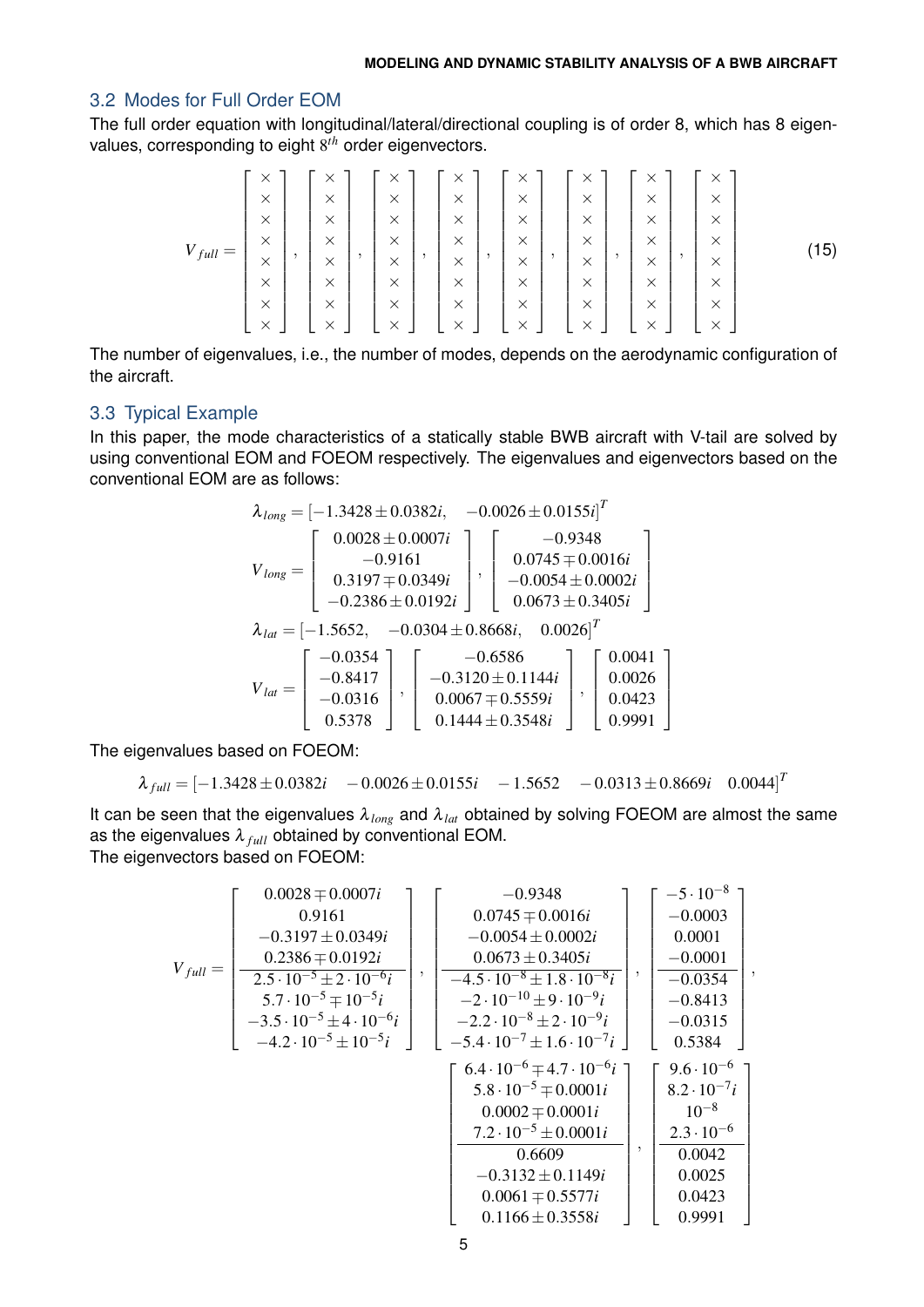## 3.2 Modes for Full Order EOM

The full order equation with longitudinal/lateral/directional coupling is of order 8, which has 8 eigenvalues, corresponding to eight $8^{th}$ order eigenvectors.

$$
V_{full} = \begin{bmatrix} \times \\ \times \\ \times \\ \times \\ \times \\ \times \\ \times \\ \times \end{bmatrix}, \begin{bmatrix} \times \\ \times \\ \times \\ \times \\ \times \\ \times \\ \times \\ \times \end{bmatrix}, \begin{bmatrix} \times \\ \times \\ \times \\ \times \\ \times \\ \times \\ \times \\ \times \end{bmatrix}, \begin{bmatrix} \times \\ \times \\ \times \\ \times \\ \times \\ \times \\ \times \\ \times \end{bmatrix}, \begin{bmatrix} \times \\ \times \\ \times \\ \times \\ \times \\ \times \\ \times \\ \times \end{bmatrix}, \begin{bmatrix} \times \\ \times \\ \times \\ \times \\ \times \\ \times \\ \times \\ \times \end{bmatrix}, \begin{bmatrix} \times \\ \times \\ \times \\ \times \\ \times \\ \times \\ \times \\ \times \end{bmatrix}, \begin{bmatrix} \times \\ \times \\ \times \\ \times \\ \times \\ \times \\ \times \\ \times \end{bmatrix} \tag{15}
$$

The number of eigenvalues, i.e., the number of modes, depends on the aerodynamic configuration of the aircraft.

## 3.3 Typical Example

In this paper, the mode characteristics of a statically stable BWB aircraft with V-tail are solved by using conventional EOM and FOEOM respectively. The eigenvalues and eigenvectors based on the conventional EOM are as follows:

$$
\lambda_{long} = [-1.3428 \pm 0.0382i, \quad -0.0026 \pm 0.0155i]^T
$$

$$
V_{long} = \begin{bmatrix} 0.0028 \pm 0.0007i \\ -0.9161 \\ 0.3197 \mp 0.0349i \\ -0.2386 \pm 0.0192i \end{bmatrix}, \begin{bmatrix} -0.9348 \\ 0.0745 \mp 0.0016i \\ -0.0054 \pm 0.0002i \\ 0.0673 \pm 0.3405i \end{bmatrix}
$$

$$
\lambda_{lat} = [-1.5652, \quad -0.0304 \pm 0.8668i, \quad 0.0026]^T
$$

$$
V_{lat} = \begin{bmatrix} -0.0354 \\ -0.8417 \\ -0.0316 \\ 0.5378 \end{bmatrix}, \begin{bmatrix} -0.6586 \\ -0.3120 \pm 0.1144i \\ 0.0067 \mp 0.5559i \\ 0.1444 \pm 0.3548i \end{bmatrix}, \begin{bmatrix} 0.0041 \\ 0.0026 \\ 0.0423 \\ 0.9991 \end{bmatrix}
$$

The eigenvalues based on FOEOM:

$$
\lambda_{full} = [-1.3428 \pm 0.0382i \quad -0.0026 \pm 0.0155i \quad -1.5652 \quad -0.0313 \pm 0.8669i \quad 0.0044]^T
$$

It can be seen that the eigenvalues $\lambda_{long}$ and $\lambda_{lat}$ obtained by solving FOEOM are almost the same as the eigenvalues $\lambda_{full}$ obtained by conventional EOM.
The eigenvectors based on FOEOM:

$$
V_{full} = \left[\begin{array}{c} 0.0028 \mp 0.0007i \\ 0.9161 \\ -0.3197 \pm 0.0349i \\ 0.2386 \mp 0.0192i \\ \hline 2.5 \cdot 10^{-5} \pm 2 \cdot 10^{-6}i \\ 5.7 \cdot 10^{-5} \mp 10^{-5}i \\ -3.5 \cdot 10^{-5} \pm 4 \cdot 10^{-6}i \\ -4.2 \cdot 10^{-5} \pm 10^{-5}i \end{array}\right], \left[\begin{array}{c} -0.9348 \\ 0.0745 \mp 0.0016i \\ -0.0054 \pm 0.0002i \\ 0.0673 \pm 0.3405i \\ \hline -4.5 \cdot 10^{-8} \pm 1.8 \cdot 10^{-8}i \\ -2 \cdot 10^{-10} \pm 9 \cdot 10^{-9}i \\ -2.2 \cdot 10^{-8} \pm 2 \cdot 10^{-9}i \\ -5.4 \cdot 10^{-7} \pm 1.6 \cdot 10^{-7}i \end{array}\right], \left[\begin{array}{c} -5 \cdot 10^{-8} \\ -0.0003 \\ 0.0001 \\ -0.0001 \\ \hline -0.0354 \\ -0.8413 \\ -0.0315 \\ 0.5384 \end{array}\right],
$$

$$
\left[\begin{array}{c} 6.4 \cdot 10^{-6} \mp 4.7 \cdot 10^{-6}i \\ 5.8 \cdot 10^{-5} \mp 0.0001i \\ 0.0002 \mp 0.0001i \\ 7.2 \cdot 10^{-5} \pm 0.0001i \\ \hline 0.6609 \\ -0.3132 \pm 0.1149i \\ 0.0061 \mp 0.5577i \\ 0.1166 \pm 0.3558i \end{array}\right], \left[\begin{array}{c} 9.6 \cdot 10^{-6} \\ 8.2 \cdot 10^{-7}i \\ 10^{-8} \\ 2.3 \cdot 10^{-6} \\ \hline 0.0042 \\ 0.0025 \\ 0.0423 \\ 0.9991 \end{array}\right]
$$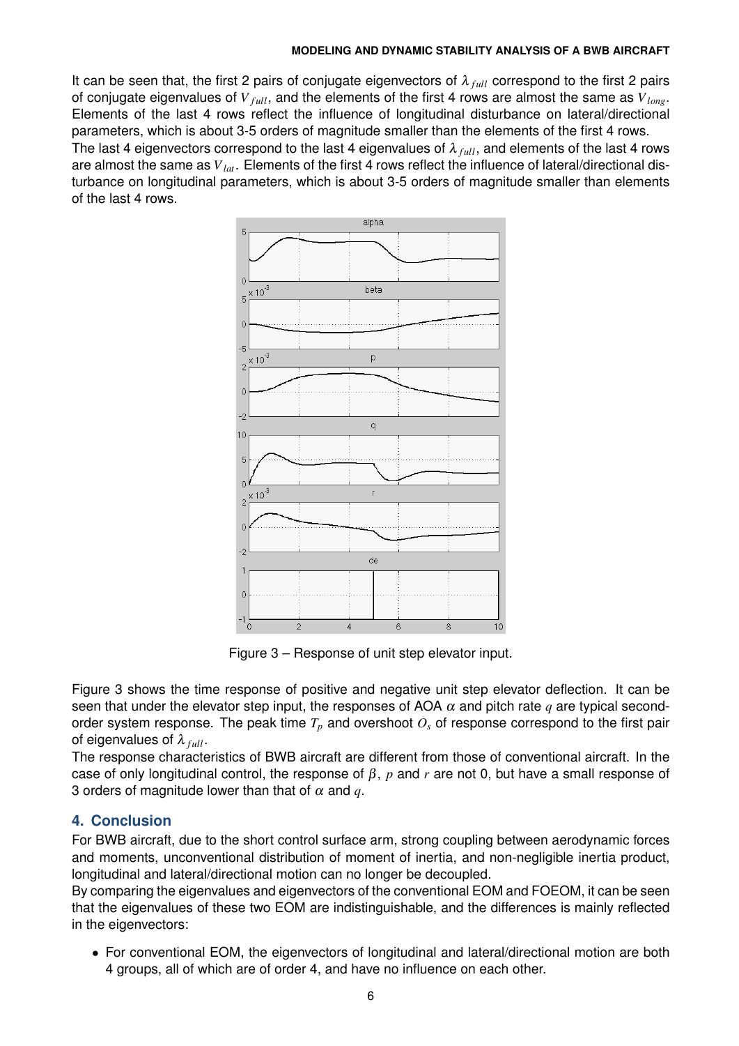It can be seen that, the first 2 pairs of conjugate eigenvectors of $\lambda_{full}$ correspond to the first 2 pairs of conjugate eigenvalues of $V_{full}$, and the elements of the first 4 rows are almost the same as $V_{long}$. Elements of the last 4 rows reflect the influence of longitudinal disturbance on lateral/directional parameters, which is about 3-5 orders of magnitude smaller than the elements of the first 4 rows.

The last 4 eigenvectors correspond to the last 4 eigenvalues of $\lambda_{full}$, and elements of the last 4 rows are almost the same as $V_{lat}$. Elements of the first 4 rows reflect the influence of lateral/directional disturbance on longitudinal parameters, which is about 3-5 orders of magnitude smaller than elements of the last 4 rows.

Figure 3 – Response of unit step elevator input.

Figure 3 shows the time response of positive and negative unit step elevator deflection. It can be seen that under the elevator step input, the responses of AOA $\alpha$ and pitch rate $q$ are typical second-order system response. The peak time $T_p$ and overshoot $O_s$ of response correspond to the first pair of eigenvalues of $\lambda_{full}$.

The response characteristics of BWB aircraft are different from those of conventional aircraft. In the case of only longitudinal control, the response of $\beta$, $p$ and $r$ are not 0, but have a small response of 3 orders of magnitude lower than that of $\alpha$ and $q$.

## 4. Conclusion

For BWB aircraft, due to the short control surface arm, strong coupling between aerodynamic forces and moments, unconventional distribution of moment of inertia, and non-negligible inertia product, longitudinal and lateral/directional motion can no longer be decoupled.

By comparing the eigenvalues and eigenvectors of the conventional EOM and FOEOM, it can be seen that the eigenvalues of these two EOM are indistinguishable, and the differences is mainly reflected in the eigenvectors:

- For conventional EOM, the eigenvectors of longitudinal and lateral/directional motion are both 4 groups, all of which are of order 4, and have no influence on each other.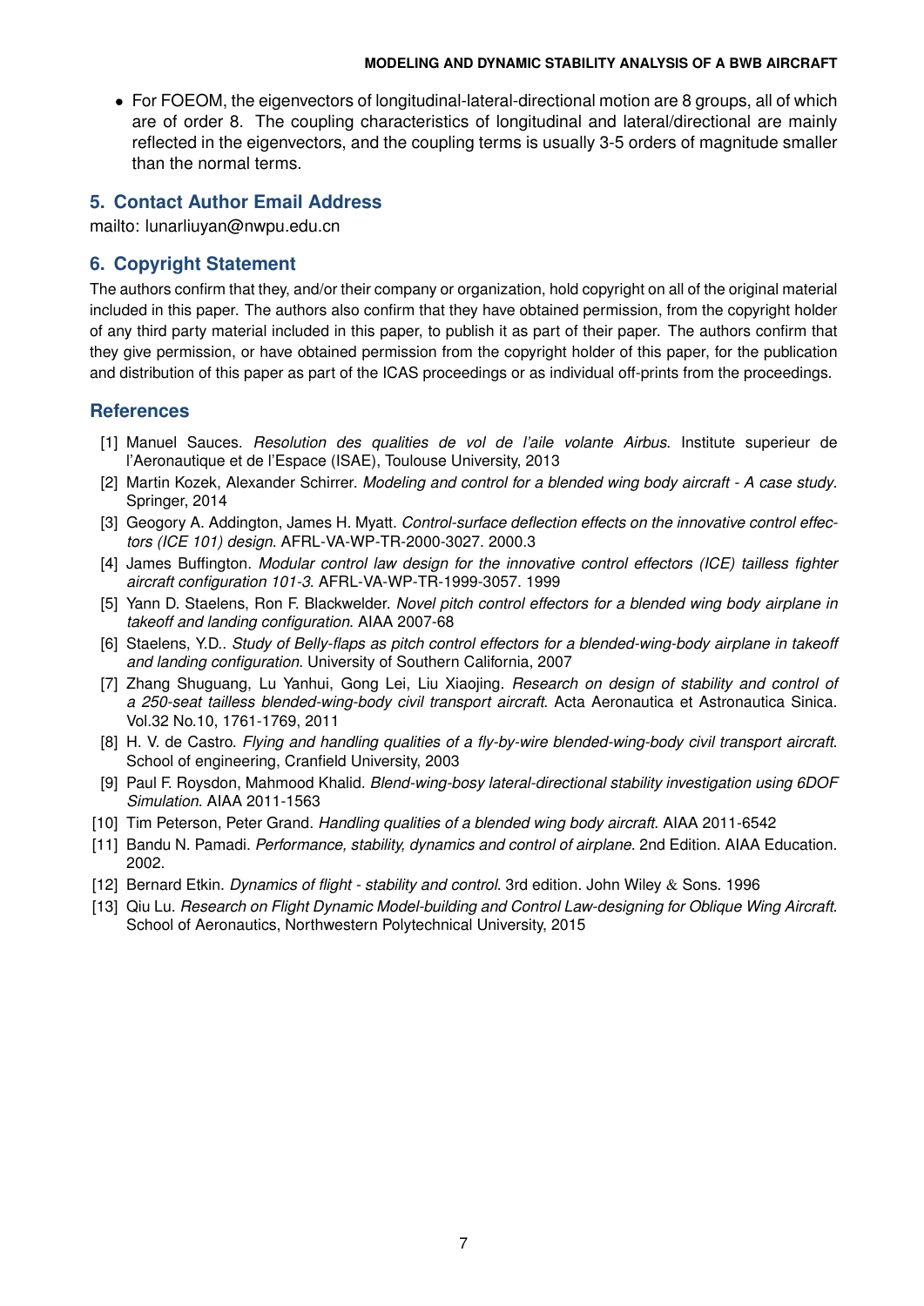- For FOEOM, the eigenvectors of longitudinal-lateral-directional motion are 8 groups, all of which are of order 8. The coupling characteristics of longitudinal and lateral/directional are mainly reflected in the eigenvectors, and the coupling terms is usually 3-5 orders of magnitude smaller than the normal terms.

## 5. Contact Author Email Address

mailto: lunarliuyan@nwpu.edu.cn

## 6. Copyright Statement

The authors confirm that they, and/or their company or organization, hold copyright on all of the original material included in this paper. The authors also confirm that they have obtained permission, from the copyright holder of any third party material included in this paper, to publish it as part of their paper. The authors confirm that they give permission, or have obtained permission from the copyright holder of this paper, for the publication and distribution of this paper as part of the ICAS proceedings or as individual off-prints from the proceedings.

## References

[1] Manuel Sauces. *Resolution des qualities de vol de l'aile volante Airbus*. Institute superieur de l'Aeronautique et de l'Espace (ISAE), Toulouse University, 2013

[2] Martin Kozek, Alexander Schirrer. *Modeling and control for a blended wing body aircraft - A case study*. Springer, 2014

[3] Geogory A. Addington, James H. Myatt. *Control-surface deflection effects on the innovative control effectors (ICE 101) design*. AFRL-VA-WP-TR-2000-3027. 2000.3

[4] James Buffington. *Modular control law design for the innovative control effectors (ICE) tailless fighter aircraft configuration 101-3*. AFRL-VA-WP-TR-1999-3057. 1999

[5] Yann D. Staelens, Ron F. Blackwelder. *Novel pitch control effectors for a blended wing body airplane in takeoff and landing configuration*. AIAA 2007-68

[6] Staelens, Y.D.. *Study of Belly-flaps as pitch control effectors for a blended-wing-body airplane in takeoff and landing configuration*. University of Southern California, 2007

[7] Zhang Shuguang, Lu Yanhui, Gong Lei, Liu Xiaojing. *Research on design of stability and control of a 250-seat tailless blended-wing-body civil transport aircraft*. Acta Aeronautica et Astronautica Sinica. Vol.32 No.10, 1761-1769, 2011

[8] H. V. de Castro. *Flying and handling qualities of a fly-by-wire blended-wing-body civil transport aircraft*. School of engineering, Cranfield University, 2003

[9] Paul F. Roysdon, Mahmood Khalid. *Blend-wing-bosy lateral-directional stability investigation using 6DOF Simulation*. AIAA 2011-1563

[10] Tim Peterson, Peter Grand. *Handling qualities of a blended wing body aircraft*. AIAA 2011-6542

[11] Bandu N. Pamadi. *Performance, stability, dynamics and control of airplane*. 2nd Edition. AIAA Education. 2002.

[12] Bernard Etkin. *Dynamics of flight - stability and control*. 3rd edition. John Wiley & Sons. 1996

[13] Qiu Lu. *Research on Flight Dynamic Model-building and Control Law-designing for Oblique Wing Aircraft*. School of Aeronautics, Northwestern Polytechnical University, 2015